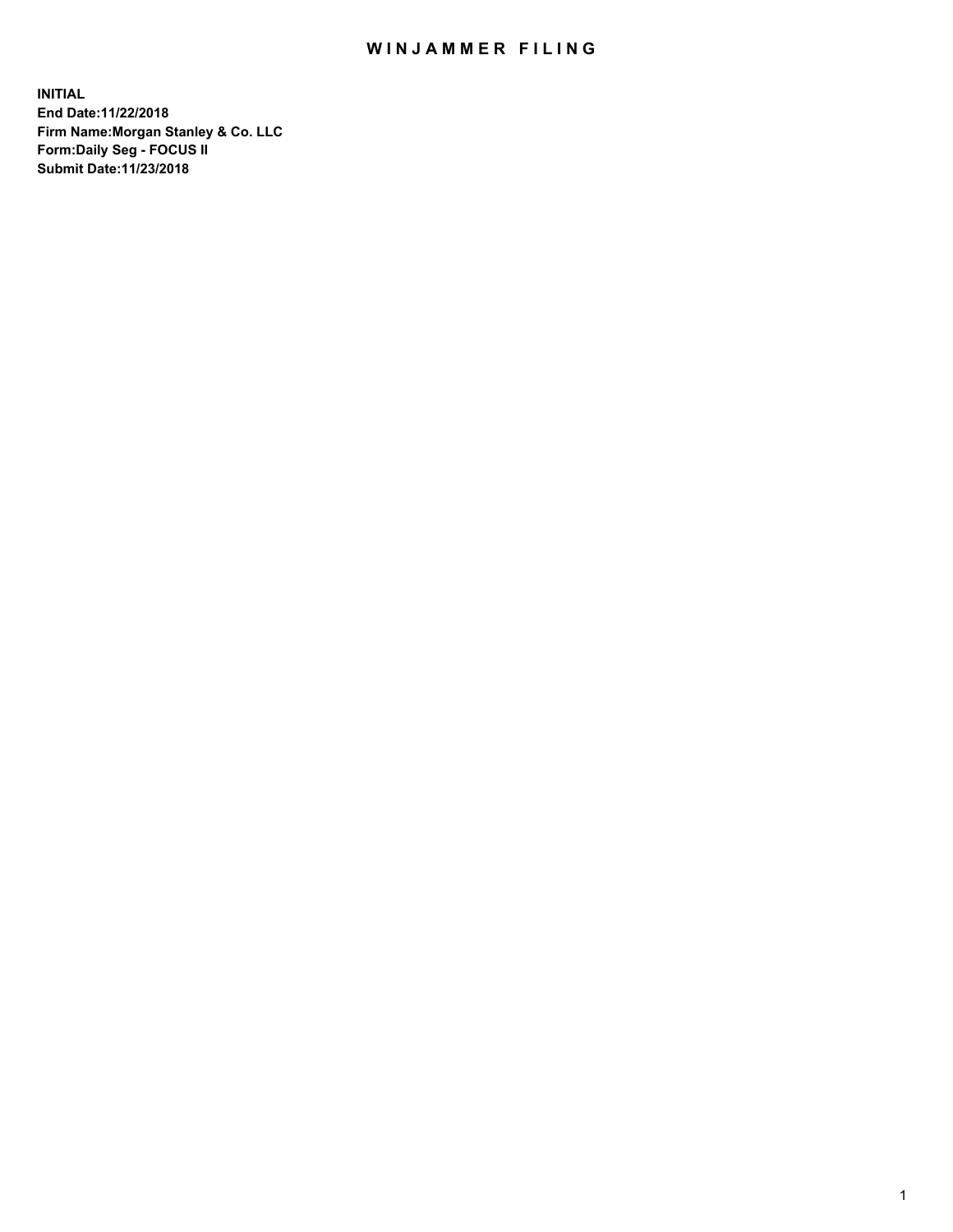# WINJAMMER FILING

**INITIAL**
**End Date:11/22/2018**
**Firm Name:Morgan Stanley & Co. LLC**
**Form:Daily Seg - FOCUS II**
**Submit Date:11/23/2018**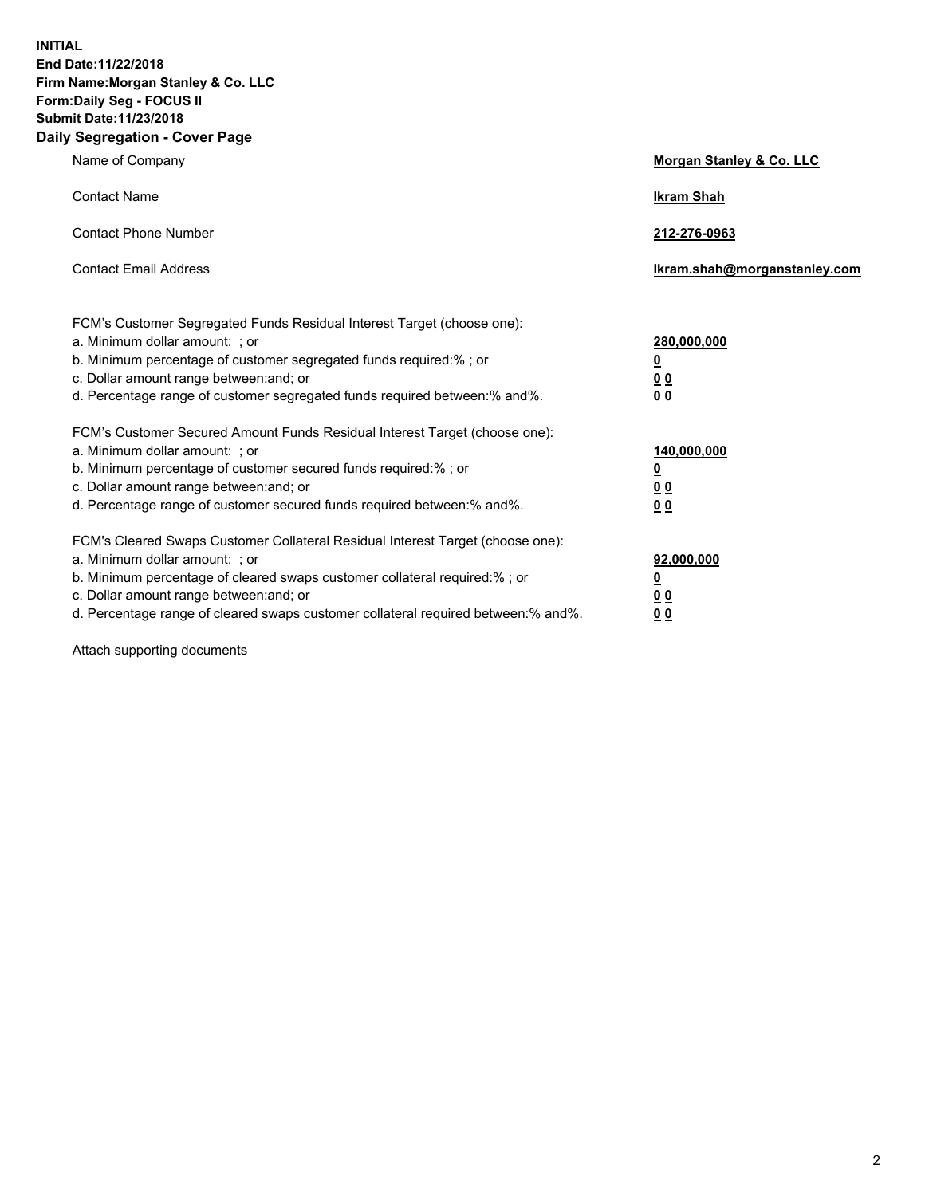**INITIAL**
**End Date:11/22/2018**
**Firm Name:Morgan Stanley & Co. LLC**
**Form:Daily Seg - FOCUS II**
**Submit Date:11/23/2018**

## Daily Segregation - Cover Page

| | |
|---|---|
| Name of Company | **Morgan Stanley & Co. LLC** |
| Contact Name | **Ikram Shah** |
| Contact Phone Number | **212-276-0963** |
| Contact Email Address | **Ikram.shah@morganstanley.com** |

FCM's Customer Segregated Funds Residual Interest Target (choose one):

| | |
|---|---|
| a. Minimum dollar amount: ; or | **280,000,000** |
| b. Minimum percentage of customer segregated funds required:% ; or | **0** |
| c. Dollar amount range between:and; or | **0 0** |
| d. Percentage range of customer segregated funds required between:% and%. | **0 0** |

FCM's Customer Secured Amount Funds Residual Interest Target (choose one):

| | |
|---|---|
| a. Minimum dollar amount: ; or | **140,000,000** |
| b. Minimum percentage of customer secured funds required:% ; or | **0** |
| c. Dollar amount range between:and; or | **0 0** |
| d. Percentage range of customer secured funds required between:% and%. | **0 0** |

FCM's Cleared Swaps Customer Collateral Residual Interest Target (choose one):

| | |
|---|---|
| a. Minimum dollar amount: ; or | **92,000,000** |
| b. Minimum percentage of cleared swaps customer collateral required:% ; or | **0** |
| c. Dollar amount range between:and; or | **0 0** |
| d. Percentage range of cleared swaps customer collateral required between:% and%. | **0 0** |

Attach supporting documents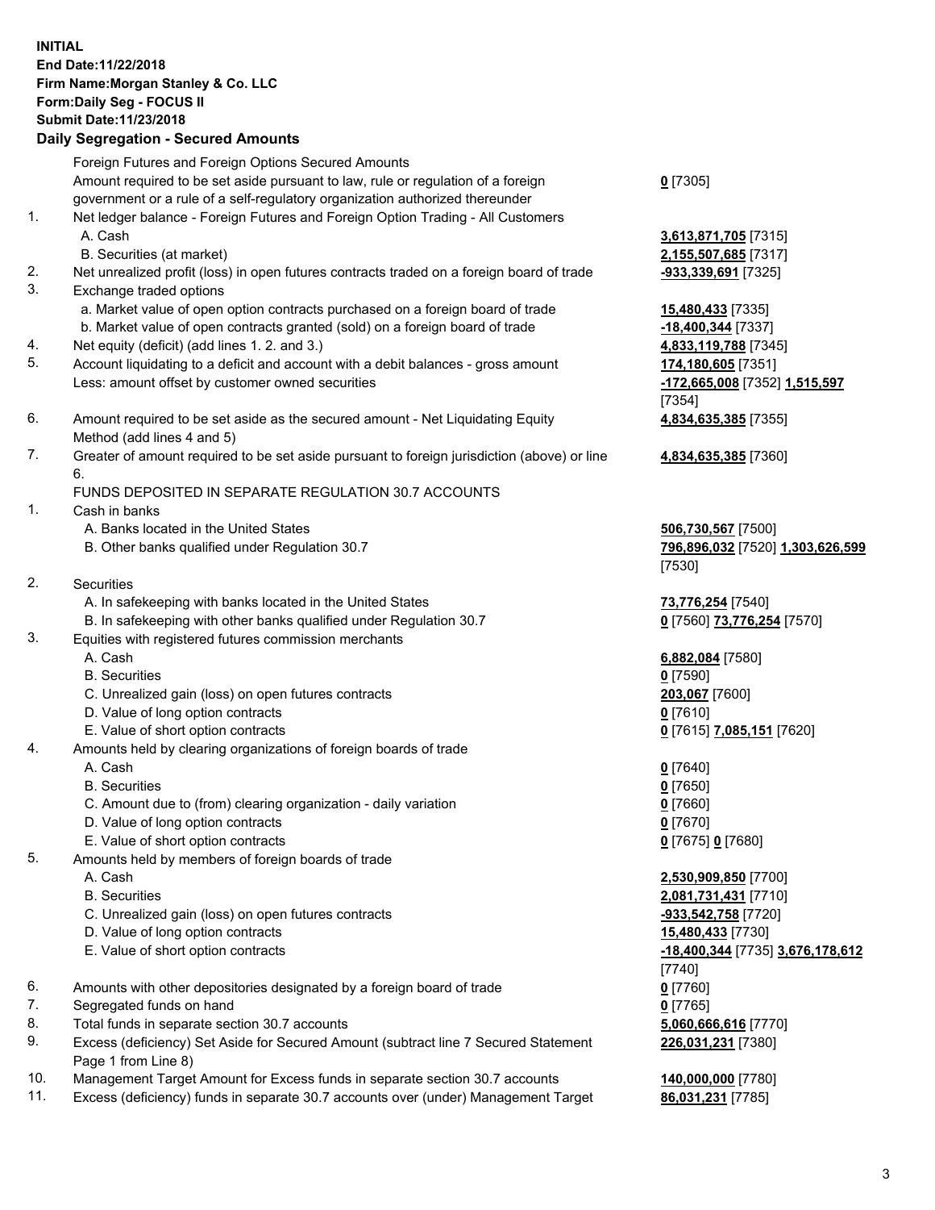**INITIAL**
**End Date:11/22/2018**
**Firm Name:Morgan Stanley & Co. LLC**
**Form:Daily Seg - FOCUS II**
**Submit Date:11/23/2018**

### Daily Segregation - Secured Amounts

| | | |
|---|---|---|
| | Foreign Futures and Foreign Options Secured Amounts | |
| | Amount required to be set aside pursuant to law, rule or regulation of a foreign government or a rule of a self-regulatory organization authorized thereunder | **0** [7305] |
| 1. | Net ledger balance - Foreign Futures and Foreign Option Trading - All Customers | |
| | A. Cash | **3,613,871,705** [7315] |
| | B. Securities (at market) | **2,155,507,685** [7317] |
| 2. | Net unrealized profit (loss) in open futures contracts traded on a foreign board of trade | **-933,339,691** [7325] |
| 3. | Exchange traded options | |
| | a. Market value of open option contracts purchased on a foreign board of trade | **15,480,433** [7335] |
| | b. Market value of open contracts granted (sold) on a foreign board of trade | **-18,400,344** [7337] |
| 4. | Net equity (deficit) (add lines 1. 2. and 3.) | **4,833,119,788** [7345] |
| 5. | Account liquidating to a deficit and account with a debit balances - gross amount | **174,180,605** [7351] |
| | Less: amount offset by customer owned securities | **-172,665,008** [7352] **1,515,597** [7354] |
| 6. | Amount required to be set aside as the secured amount - Net Liquidating Equity Method (add lines 4 and 5) | **4,834,635,385** [7355] |
| 7. | Greater of amount required to be set aside pursuant to foreign jurisdiction (above) or line 6. | **4,834,635,385** [7360] |
| | FUNDS DEPOSITED IN SEPARATE REGULATION 30.7 ACCOUNTS | |
| 1. | Cash in banks | |
| | A. Banks located in the United States | **506,730,567** [7500] |
| | B. Other banks qualified under Regulation 30.7 | **796,896,032** [7520] **1,303,626,599** [7530] |
| 2. | Securities | |
| | A. In safekeeping with banks located in the United States | **73,776,254** [7540] |
| | B. In safekeeping with other banks qualified under Regulation 30.7 | **0** [7560] **73,776,254** [7570] |
| 3. | Equities with registered futures commission merchants | |
| | A. Cash | **6,882,084** [7580] |
| | B. Securities | **0** [7590] |
| | C. Unrealized gain (loss) on open futures contracts | **203,067** [7600] |
| | D. Value of long option contracts | **0** [7610] |
| | E. Value of short option contracts | **0** [7615] **7,085,151** [7620] |
| 4. | Amounts held by clearing organizations of foreign boards of trade | |
| | A. Cash | **0** [7640] |
| | B. Securities | **0** [7650] |
| | C. Amount due to (from) clearing organization - daily variation | **0** [7660] |
| | D. Value of long option contracts | **0** [7670] |
| | E. Value of short option contracts | **0** [7675] **0** [7680] |
| 5. | Amounts held by members of foreign boards of trade | |
| | A. Cash | **2,530,909,850** [7700] |
| | B. Securities | **2,081,731,431** [7710] |
| | C. Unrealized gain (loss) on open futures contracts | **-933,542,758** [7720] |
| | D. Value of long option contracts | **15,480,433** [7730] |
| | E. Value of short option contracts | **-18,400,344** [7735] **3,676,178,612** [7740] |
| 6. | Amounts with other depositories designated by a foreign board of trade | **0** [7760] |
| 7. | Segregated funds on hand | **0** [7765] |
| 8. | Total funds in separate section 30.7 accounts | **5,060,666,616** [7770] |
| 9. | Excess (deficiency) Set Aside for Secured Amount (subtract line 7 Secured Statement Page 1 from Line 8) | **226,031,231** [7380] |
| 10. | Management Target Amount for Excess funds in separate section 30.7 accounts | **140,000,000** [7780] |
| 11. | Excess (deficiency) funds in separate 30.7 accounts over (under) Management Target | **86,031,231** [7785] |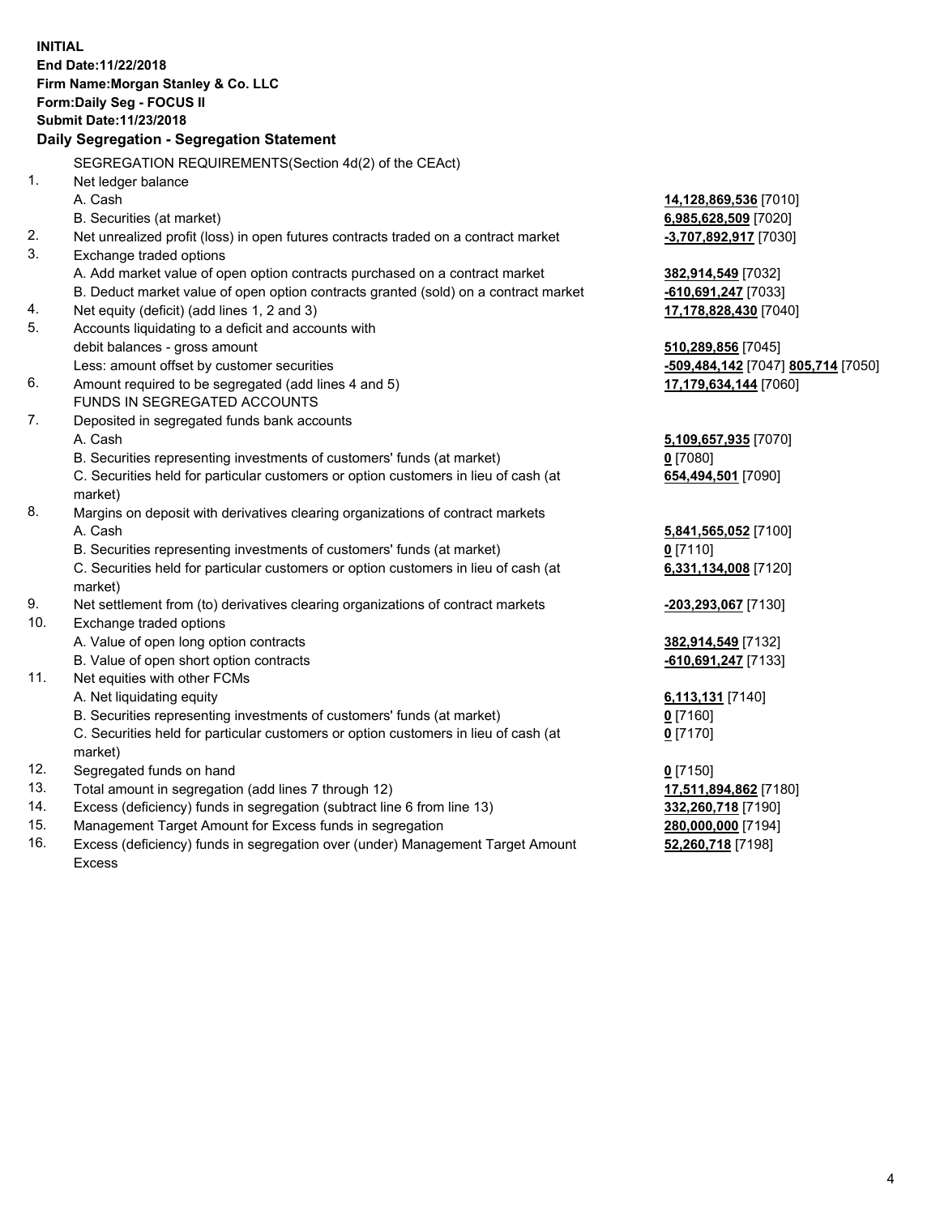**INITIAL**
**End Date:11/22/2018**
**Firm Name:Morgan Stanley & Co. LLC**
**Form:Daily Seg - FOCUS II**
**Submit Date:11/23/2018**

**Daily Segregation - Segregation Statement**

SEGREGATION REQUIREMENTS(Section 4d(2) of the CEAct)

| | | |
|---|---|---|
| 1. | Net ledger balance | |
| | A. Cash | **14,128,869,536** [7010] |
| | B. Securities (at market) | **6,985,628,509** [7020] |
| 2. | Net unrealized profit (loss) in open futures contracts traded on a contract market | **-3,707,892,917** [7030] |
| 3. | Exchange traded options | |
| | A. Add market value of open option contracts purchased on a contract market | **382,914,549** [7032] |
| | B. Deduct market value of open option contracts granted (sold) on a contract market | **-610,691,247** [7033] |
| 4. | Net equity (deficit) (add lines 1, 2 and 3) | **17,178,828,430** [7040] |
| 5. | Accounts liquidating to a deficit and accounts with | |
| | debit balances - gross amount | **510,289,856** [7045] |
| | Less: amount offset by customer securities | **-509,484,142** [7047] **805,714** [7050] |
| 6. | Amount required to be segregated (add lines 4 and 5) | **17,179,634,144** [7060] |
| | FUNDS IN SEGREGATED ACCOUNTS | |
| 7. | Deposited in segregated funds bank accounts | |
| | A. Cash | **5,109,657,935** [7070] |
| | B. Securities representing investments of customers' funds (at market) | **0** [7080] |
| | C. Securities held for particular customers or option customers in lieu of cash (at market) | **654,494,501** [7090] |
| 8. | Margins on deposit with derivatives clearing organizations of contract markets | |
| | A. Cash | **5,841,565,052** [7100] |
| | B. Securities representing investments of customers' funds (at market) | **0** [7110] |
| | C. Securities held for particular customers or option customers in lieu of cash (at market) | **6,331,134,008** [7120] |
| 9. | Net settlement from (to) derivatives clearing organizations of contract markets | **-203,293,067** [7130] |
| 10. | Exchange traded options | |
| | A. Value of open long option contracts | **382,914,549** [7132] |
| | B. Value of open short option contracts | **-610,691,247** [7133] |
| 11. | Net equities with other FCMs | |
| | A. Net liquidating equity | **6,113,131** [7140] |
| | B. Securities representing investments of customers' funds (at market) | **0** [7160] |
| | C. Securities held for particular customers or option customers in lieu of cash (at market) | **0** [7170] |
| 12. | Segregated funds on hand | **0** [7150] |
| 13. | Total amount in segregation (add lines 7 through 12) | **17,511,894,862** [7180] |
| 14. | Excess (deficiency) funds in segregation (subtract line 6 from line 13) | **332,260,718** [7190] |
| 15. | Management Target Amount for Excess funds in segregation | **280,000,000** [7194] |
| 16. | Excess (deficiency) funds in segregation over (under) Management Target Amount Excess | **52,260,718** [7198] |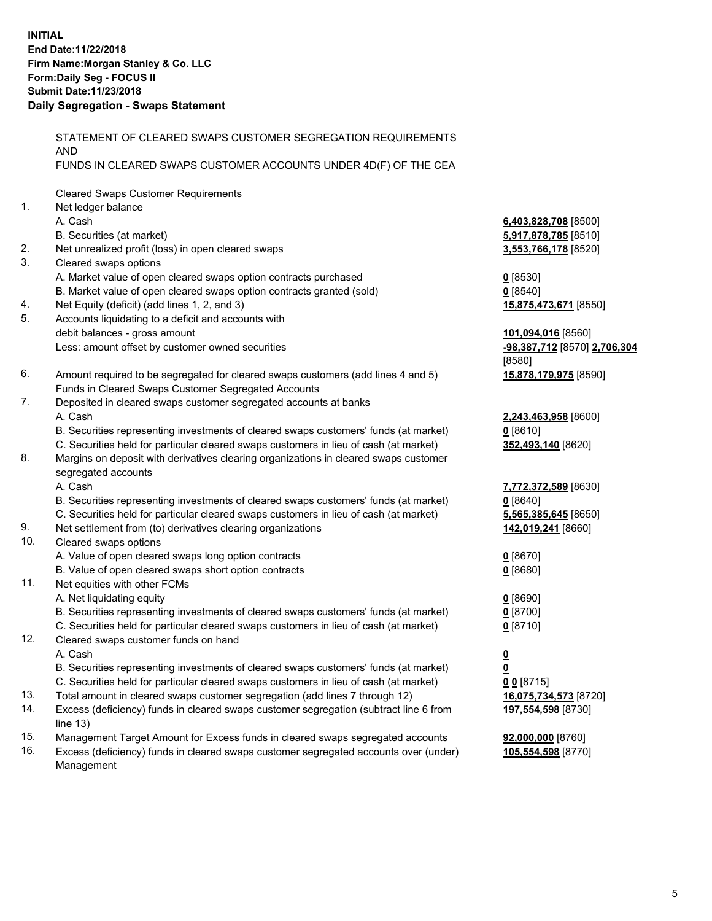**INITIAL**
**End Date:11/22/2018**
**Firm Name:Morgan Stanley & Co. LLC**
**Form:Daily Seg - FOCUS II**
**Submit Date:11/23/2018**
**Daily Segregation - Swaps Statement**

STATEMENT OF CLEARED SWAPS CUSTOMER SEGREGATION REQUIREMENTS AND FUNDS IN CLEARED SWAPS CUSTOMER ACCOUNTS UNDER 4D(F) OF THE CEA

| | | |
|---|---|---|
| | Cleared Swaps Customer Requirements | |
| 1. | Net ledger balance | |
| | A. Cash | **6,403,828,708** [8500] |
| | B. Securities (at market) | **5,917,878,785** [8510] |
| 2. | Net unrealized profit (loss) in open cleared swaps | **3,553,766,178** [8520] |
| 3. | Cleared swaps options | |
| | A. Market value of open cleared swaps option contracts purchased | **0** [8530] |
| | B. Market value of open cleared swaps option contracts granted (sold) | **0** [8540] |
| 4. | Net Equity (deficit) (add lines 1, 2, and 3) | **15,875,473,671** [8550] |
| 5. | Accounts liquidating to a deficit and accounts with debit balances - gross amount | **101,094,016** [8560] |
| | Less: amount offset by customer owned securities | **-98,387,712** [8570] **2,706,304** [8580] |
| 6. | Amount required to be segregated for cleared swaps customers (add lines 4 and 5) | **15,878,179,975** [8590] |
| | Funds in Cleared Swaps Customer Segregated Accounts | |
| 7. | Deposited in cleared swaps customer segregated accounts at banks | |
| | A. Cash | **2,243,463,958** [8600] |
| | B. Securities representing investments of cleared swaps customers' funds (at market) | **0** [8610] |
| | C. Securities held for particular cleared swaps customers in lieu of cash (at market) | **352,493,140** [8620] |
| 8. | Margins on deposit with derivatives clearing organizations in cleared swaps customer segregated accounts | |
| | A. Cash | **7,772,372,589** [8630] |
| | B. Securities representing investments of cleared swaps customers' funds (at market) | **0** [8640] |
| | C. Securities held for particular cleared swaps customers in lieu of cash (at market) | **5,565,385,645** [8650] |
| 9. | Net settlement from (to) derivatives clearing organizations | **142,019,241** [8660] |
| 10. | Cleared swaps options | |
| | A. Value of open cleared swaps long option contracts | **0** [8670] |
| | B. Value of open cleared swaps short option contracts | **0** [8680] |
| 11. | Net equities with other FCMs | |
| | A. Net liquidating equity | **0** [8690] |
| | B. Securities representing investments of cleared swaps customers' funds (at market) | **0** [8700] |
| | C. Securities held for particular cleared swaps customers in lieu of cash (at market) | **0** [8710] |
| 12. | Cleared swaps customer funds on hand | |
| | A. Cash | **0** |
| | B. Securities representing investments of cleared swaps customers' funds (at market) | **0** |
| | C. Securities held for particular cleared swaps customers in lieu of cash (at market) | **0** **0** [8715] |
| 13. | Total amount in cleared swaps customer segregation (add lines 7 through 12) | **16,075,734,573** [8720] |
| 14. | Excess (deficiency) funds in cleared swaps customer segregation (subtract line 6 from line 13) | **197,554,598** [8730] |
| 15. | Management Target Amount for Excess funds in cleared swaps segregated accounts | **92,000,000** [8760] |
| 16. | Excess (deficiency) funds in cleared swaps customer segregated accounts over (under) Management | **105,554,598** [8770] |